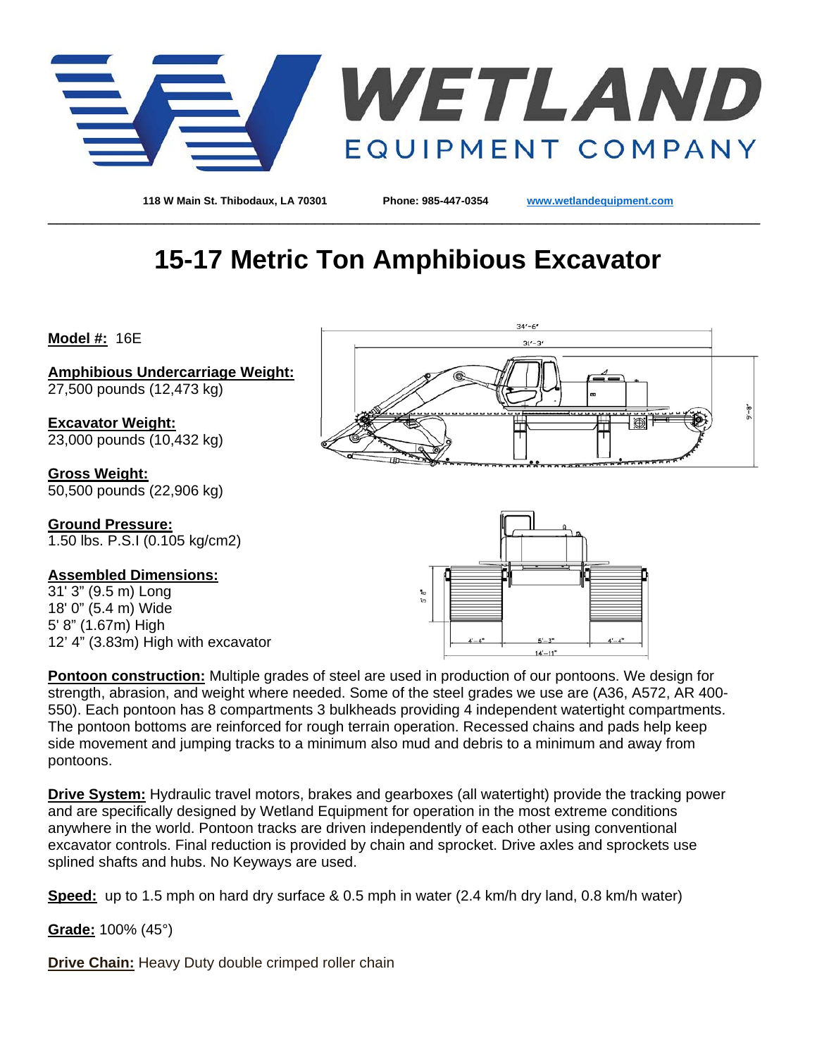# WETLAND EQUIPMENT COMPANY

**118 W Main St. Thibodaux, LA 70301** **Phone: 985-447-0354** **[www.wetlandequipment.com](http://www.wetlandequipment.com)**

---

# 15-17 Metric Ton Amphibious Excavator

**Model #:** 16E

**Amphibious Undercarriage Weight:**
27,500 pounds (12,473 kg)

**Excavator Weight:**
23,000 pounds (10,432 kg)

**Gross Weight:**
50,500 pounds (22,906 kg)

**Ground Pressure:**
1.50 lbs. P.S.I (0.105 kg/cm2)

**Assembled Dimensions:**
31' 3" (9.5 m) Long
18' 0" (5.4 m) Wide
5' 8" (1.67m) High
12' 4" (3.83m) High with excavator

**Pontoon construction:** Multiple grades of steel are used in production of our pontoons. We design for strength, abrasion, and weight where needed. Some of the steel grades we use are (A36, A572, AR 400-550). Each pontoon has 8 compartments 3 bulkheads providing 4 independent watertight compartments. The pontoon bottoms are reinforced for rough terrain operation. Recessed chains and pads help keep side movement and jumping tracks to a minimum also mud and debris to a minimum and away from pontoons.

**Drive System:** Hydraulic travel motors, brakes and gearboxes (all watertight) provide the tracking power and are specifically designed by Wetland Equipment for operation in the most extreme conditions anywhere in the world. Pontoon tracks are driven independently of each other using conventional excavator controls. Final reduction is provided by chain and sprocket. Drive axles and sprockets use splined shafts and hubs. No Keyways are used.

**Speed:** up to 1.5 mph on hard dry surface & 0.5 mph in water (2.4 km/h dry land, 0.8 km/h water)

**Grade:** 100% (45°)

**Drive Chain:** Heavy Duty double crimped roller chain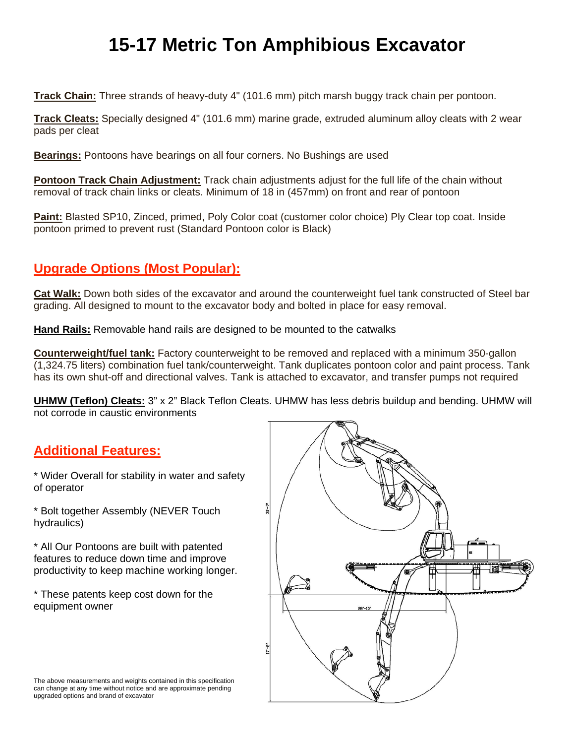# 15-17 Metric Ton Amphibious Excavator

**Track Chain:** Three strands of heavy-duty 4" (101.6 mm) pitch marsh buggy track chain per pontoon.

**Track Cleats:** Specially designed 4" (101.6 mm) marine grade, extruded aluminum alloy cleats with 2 wear pads per cleat

**Bearings:** Pontoons have bearings on all four corners. No Bushings are used

**Pontoon Track Chain Adjustment:** Track chain adjustments adjust for the full life of the chain without removal of track chain links or cleats. Minimum of 18 in (457mm) on front and rear of pontoon

**Paint:** Blasted SP10, Zinced, primed, Poly Color coat (customer color choice) Ply Clear top coat. Inside pontoon primed to prevent rust (Standard Pontoon color is Black)

## Upgrade Options (Most Popular):

**Cat Walk:** Down both sides of the excavator and around the counterweight fuel tank constructed of Steel bar grading. All designed to mount to the excavator body and bolted in place for easy removal.

**Hand Rails:** Removable hand rails are designed to be mounted to the catwalks

**Counterweight/fuel tank:** Factory counterweight to be removed and replaced with a minimum 350-gallon (1,324.75 liters) combination fuel tank/counterweight. Tank duplicates pontoon color and paint process. Tank has its own shut-off and directional valves. Tank is attached to excavator, and transfer pumps not required

**UHMW (Teflon) Cleats:** 3” x 2” Black Teflon Cleats. UHMW has less debris buildup and bending. UHMW will not corrode in caustic environments

## Additional Features:

* Wider Overall for stability in water and safety of operator

* Bolt together Assembly (NEVER Touch hydraulics)

* All Our Pontoons are built with patented features to reduce down time and improve productivity to keep machine working longer.

* These patents keep cost down for the equipment owner

31'-7"

28'-10"

17'-6"

The above measurements and weights contained in this specification can change at any time without notice and are approximate pending upgraded options and brand of excavator